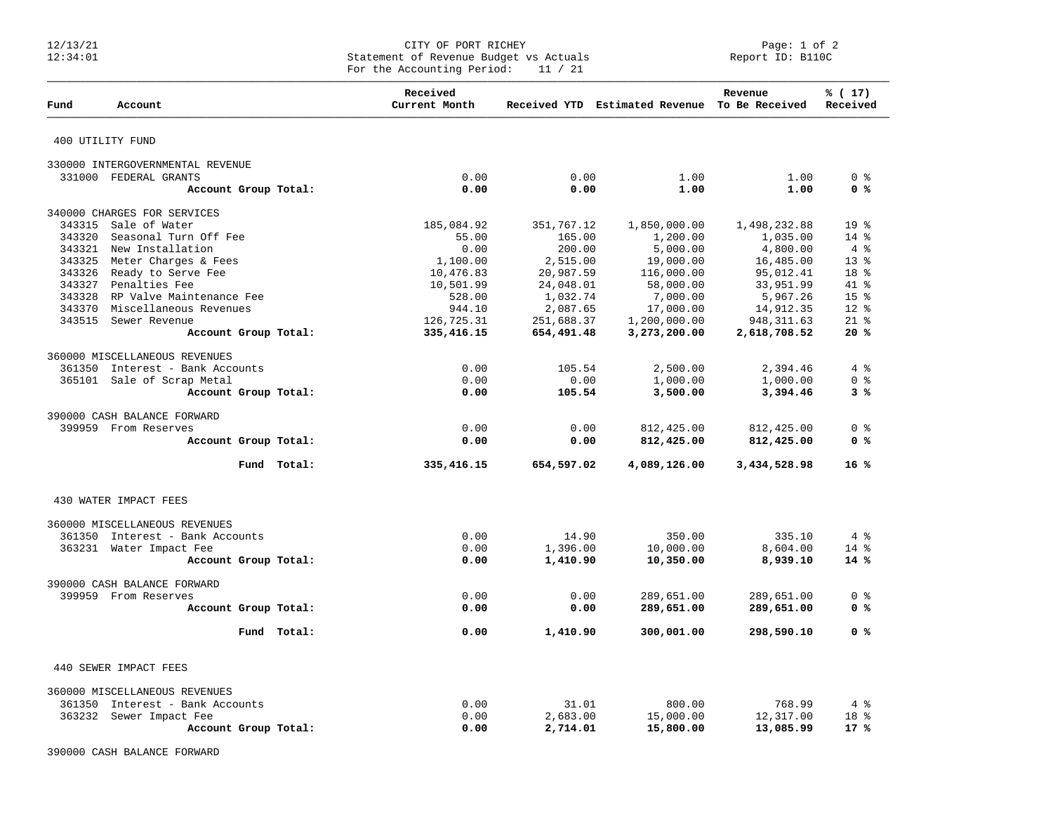# CITY OF PORT RICHEY

Statement of Revenue Budget vs Actuals
For the Accounting Period: 11 / 21

12/13/21
12:34:01

Report ID: B110C

| Fund | Account | Received Current Month | Received YTD | Estimated Revenue | Revenue To Be Received | % ( 17) Received |
|---|---|---|---|---|---|---|
| **400 UTILITY FUND** | | | | | | |
| 330000 INTERGOVERNMENTAL REVENUE | | | | | | |
| 331000 | FEDERAL GRANTS | 0.00 | 0.00 | 1.00 | 1.00 | 0 % |
| | **Account Group Total:** | **0.00** | **0.00** | **1.00** | **1.00** | **0 %** |
| 340000 CHARGES FOR SERVICES | | | | | | |
| 343315 | Sale of Water | 185,084.92 | 351,767.12 | 1,850,000.00 | 1,498,232.88 | 19 % |
| 343320 | Seasonal Turn Off Fee | 55.00 | 165.00 | 1,200.00 | 1,035.00 | 14 % |
| 343321 | New Installation | 0.00 | 200.00 | 5,000.00 | 4,800.00 | 4 % |
| 343325 | Meter Charges & Fees | 1,100.00 | 2,515.00 | 19,000.00 | 16,485.00 | 13 % |
| 343326 | Ready to Serve Fee | 10,476.83 | 20,987.59 | 116,000.00 | 95,012.41 | 18 % |
| 343327 | Penalties Fee | 10,501.99 | 24,048.01 | 58,000.00 | 33,951.99 | 41 % |
| 343328 | RP Valve Maintenance Fee | 528.00 | 1,032.74 | 7,000.00 | 5,967.26 | 15 % |
| 343370 | Miscellaneous Revenues | 944.10 | 2,087.65 | 17,000.00 | 14,912.35 | 12 % |
| 343515 | Sewer Revenue | 126,725.31 | 251,688.37 | 1,200,000.00 | 948,311.63 | 21 % |
| | **Account Group Total:** | **335,416.15** | **654,491.48** | **3,273,200.00** | **2,618,708.52** | **20 %** |
| 360000 MISCELLANEOUS REVENUES | | | | | | |
| 361350 | Interest - Bank Accounts | 0.00 | 105.54 | 2,500.00 | 2,394.46 | 4 % |
| 365101 | Sale of Scrap Metal | 0.00 | 0.00 | 1,000.00 | 1,000.00 | 0 % |
| | **Account Group Total:** | **0.00** | **105.54** | **3,500.00** | **3,394.46** | **3 %** |
| 390000 CASH BALANCE FORWARD | | | | | | |
| 399959 | From Reserves | 0.00 | 0.00 | 812,425.00 | 812,425.00 | 0 % |
| | **Account Group Total:** | **0.00** | **0.00** | **812,425.00** | **812,425.00** | **0 %** |
| | **Fund Total:** | **335,416.15** | **654,597.02** | **4,089,126.00** | **3,434,528.98** | **16 %** |
| **430 WATER IMPACT FEES** | | | | | | |
| 360000 MISCELLANEOUS REVENUES | | | | | | |
| 361350 | Interest - Bank Accounts | 0.00 | 14.90 | 350.00 | 335.10 | 4 % |
| 363231 | Water Impact Fee | 0.00 | 1,396.00 | 10,000.00 | 8,604.00 | 14 % |
| | **Account Group Total:** | **0.00** | **1,410.90** | **10,350.00** | **8,939.10** | **14 %** |
| 390000 CASH BALANCE FORWARD | | | | | | |
| 399959 | From Reserves | 0.00 | 0.00 | 289,651.00 | 289,651.00 | 0 % |
| | **Account Group Total:** | **0.00** | **0.00** | **289,651.00** | **289,651.00** | **0 %** |
| | **Fund Total:** | **0.00** | **1,410.90** | **300,001.00** | **298,590.10** | **0 %** |
| **440 SEWER IMPACT FEES** | | | | | | |
| 360000 MISCELLANEOUS REVENUES | | | | | | |
| 361350 | Interest - Bank Accounts | 0.00 | 31.01 | 800.00 | 768.99 | 4 % |
| 363232 | Sewer Impact Fee | 0.00 | 2,683.00 | 15,000.00 | 12,317.00 | 18 % |
| | **Account Group Total:** | **0.00** | **2,714.01** | **15,800.00** | **13,085.99** | **17 %** |
| 390000 CASH BALANCE FORWARD | | | | | | |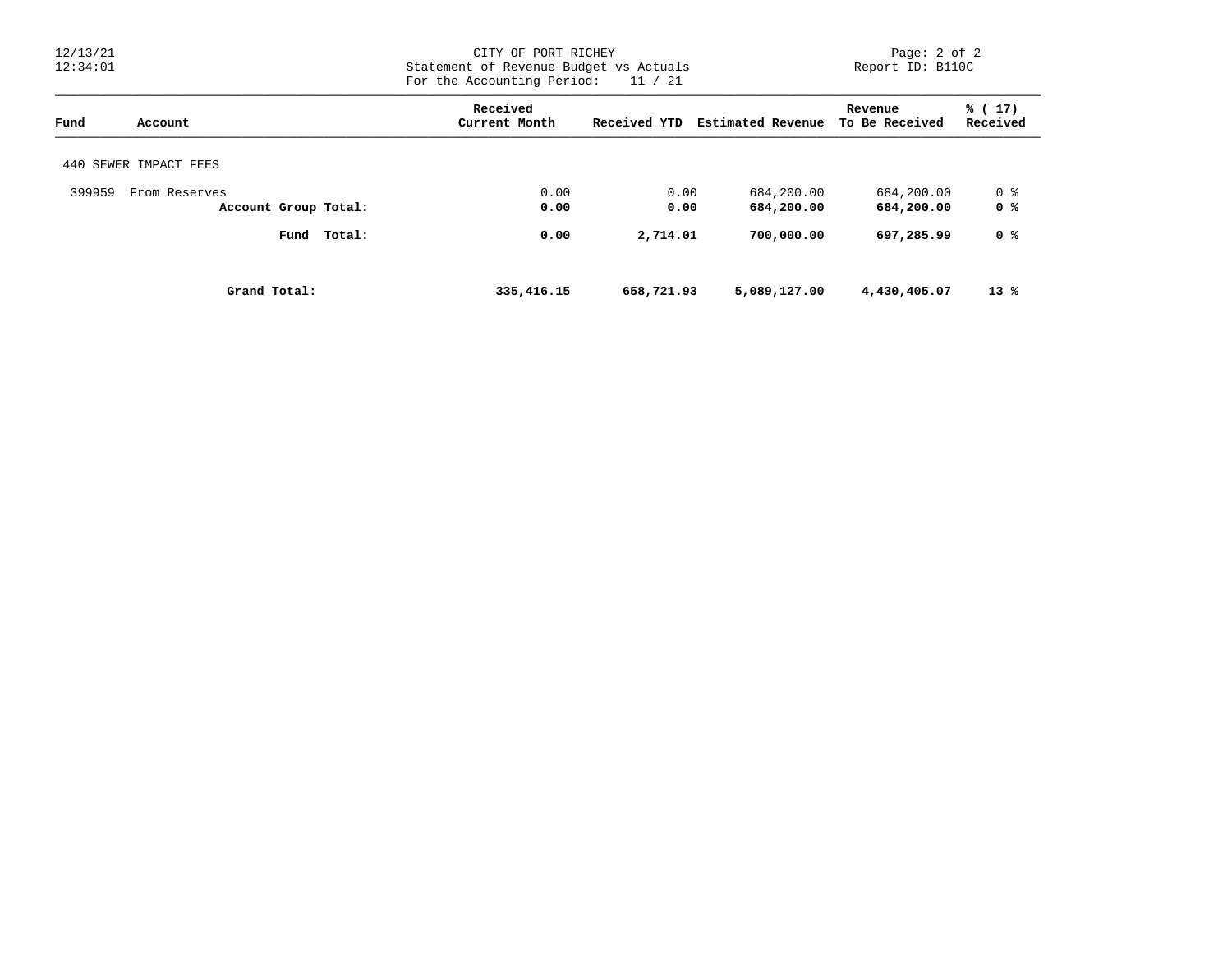CITY OF PORT RICHEY
Statement of Revenue Budget vs Actuals
For the Accounting Period: 11 / 21

Report ID: B110C

| Fund | Account | Received Current Month | Received YTD | Estimated Revenue | Revenue To Be Received | % ( 17) Received |
|---|---|---|---|---|---|---|
| 440 SEWER IMPACT FEES | | | | | | |
| 399959 | From Reserves | 0.00 | 0.00 | 684,200.00 | 684,200.00 | 0 % |
| | **Account Group Total:** | **0.00** | **0.00** | **684,200.00** | **684,200.00** | **0 %** |
| | **Fund Total:** | **0.00** | **2,714.01** | **700,000.00** | **697,285.99** | **0 %** |
| | **Grand Total:** | **335,416.15** | **658,721.93** | **5,089,127.00** | **4,430,405.07** | **13 %** |